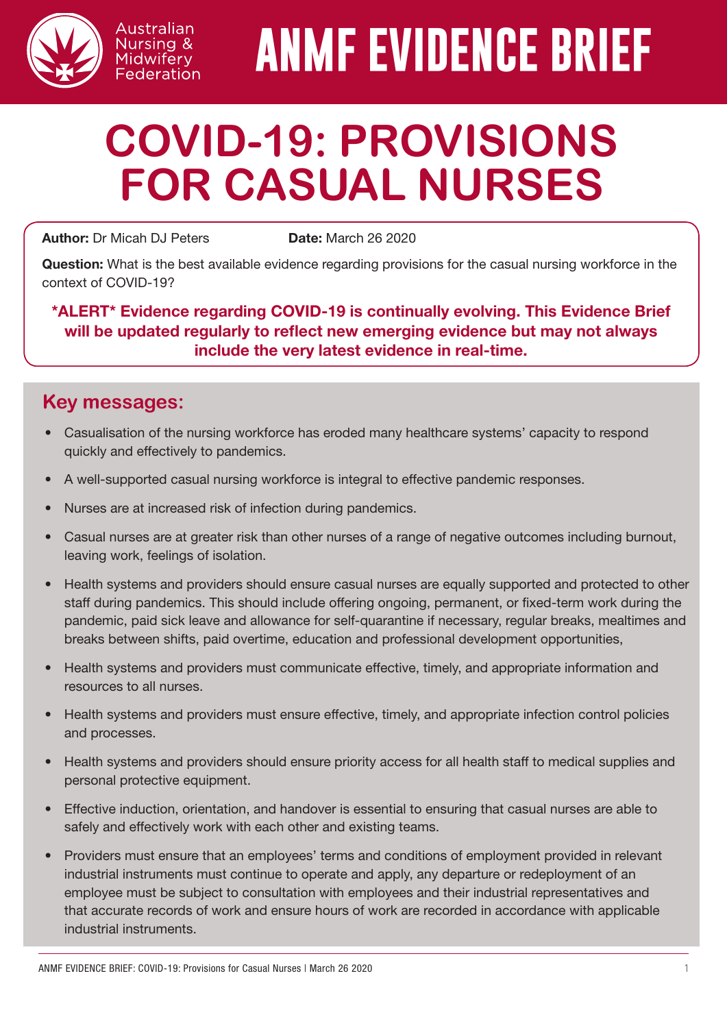# ANMF EVIDENCE BRIEF

# COVID-19: PROVISIONS FOR CASUAL NURSES

**Author:** Dr Micah DJ Peters **Date:** March 26 2020

**Question:** What is the best available evidence regarding provisions for the casual nursing workforce in the context of COVID-19?

**\*ALERT\* Evidence regarding COVID-19 is continually evolving. This Evidence Brief will be updated regularly to reflect new emerging evidence but may not always include the very latest evidence in real-time.**

## Key messages:

- Casualisation of the nursing workforce has eroded many healthcare systems' capacity to respond quickly and effectively to pandemics.
- A well-supported casual nursing workforce is integral to effective pandemic responses.
- Nurses are at increased risk of infection during pandemics.
- Casual nurses are at greater risk than other nurses of a range of negative outcomes including burnout, leaving work, feelings of isolation.
- Health systems and providers should ensure casual nurses are equally supported and protected to other staff during pandemics. This should include offering ongoing, permanent, or fixed-term work during the pandemic, paid sick leave and allowance for self-quarantine if necessary, regular breaks, mealtimes and breaks between shifts, paid overtime, education and professional development opportunities,
- Health systems and providers must communicate effective, timely, and appropriate information and resources to all nurses.
- Health systems and providers must ensure effective, timely, and appropriate infection control policies and processes.
- Health systems and providers should ensure priority access for all health staff to medical supplies and personal protective equipment.
- Effective induction, orientation, and handover is essential to ensuring that casual nurses are able to safely and effectively work with each other and existing teams.
- Providers must ensure that an employees' terms and conditions of employment provided in relevant industrial instruments must continue to operate and apply, any departure or redeployment of an employee must be subject to consultation with employees and their industrial representatives and that accurate records of work and ensure hours of work are recorded in accordance with applicable industrial instruments.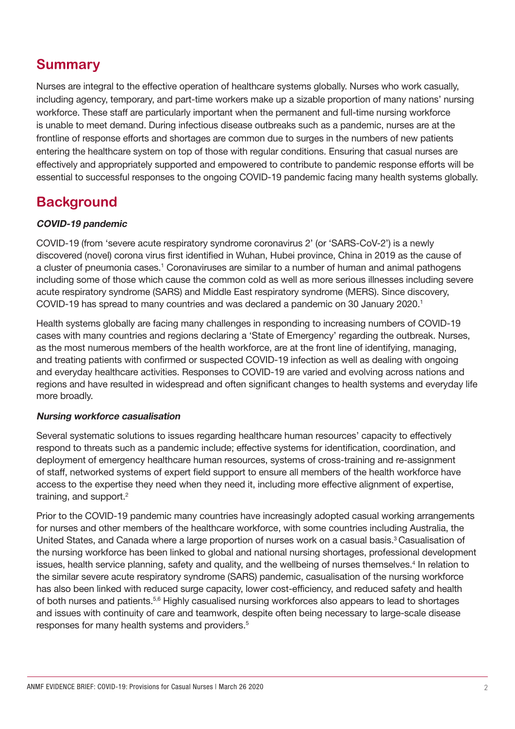## Summary

Nurses are integral to the effective operation of healthcare systems globally. Nurses who work casually, including agency, temporary, and part-time workers make up a sizable proportion of many nations' nursing workforce. These staff are particularly important when the permanent and full-time nursing workforce is unable to meet demand. During infectious disease outbreaks such as a pandemic, nurses are at the frontline of response efforts and shortages are common due to surges in the numbers of new patients entering the healthcare system on top of those with regular conditions. Ensuring that casual nurses are effectively and appropriately supported and empowered to contribute to pandemic response efforts will be essential to successful responses to the ongoing COVID-19 pandemic facing many health systems globally.

## Background

### *COVID-19 pandemic*

COVID-19 (from 'severe acute respiratory syndrome coronavirus 2' (or 'SARS-CoV-2') is a newly discovered (novel) corona virus first identified in Wuhan, Hubei province, China in 2019 as the cause of a cluster of pneumonia cases.[1] Coronaviruses are similar to a number of human and animal pathogens including some of those which cause the common cold as well as more serious illnesses including severe acute respiratory syndrome (SARS) and Middle East respiratory syndrome (MERS). Since discovery, COVID-19 has spread to many countries and was declared a pandemic on 30 January 2020.[1]

Health systems globally are facing many challenges in responding to increasing numbers of COVID-19 cases with many countries and regions declaring a 'State of Emergency' regarding the outbreak. Nurses, as the most numerous members of the health workforce, are at the front line of identifying, managing, and treating patients with confirmed or suspected COVID-19 infection as well as dealing with ongoing and everyday healthcare activities. Responses to COVID-19 are varied and evolving across nations and regions and have resulted in widespread and often significant changes to health systems and everyday life more broadly.

### *Nursing workforce casualisation*

Several systematic solutions to issues regarding healthcare human resources' capacity to effectively respond to threats such as a pandemic include; effective systems for identification, coordination, and deployment of emergency healthcare human resources, systems of cross-training and re-assignment of staff, networked systems of expert field support to ensure all members of the health workforce have access to the expertise they need when they need it, including more effective alignment of expertise, training, and support.[2]

Prior to the COVID-19 pandemic many countries have increasingly adopted casual working arrangements for nurses and other members of the healthcare workforce, with some countries including Australia, the United States, and Canada where a large proportion of nurses work on a casual basis.[3] Casualisation of the nursing workforce has been linked to global and national nursing shortages, professional development issues, health service planning, safety and quality, and the wellbeing of nurses themselves.[4] In relation to the similar severe acute respiratory syndrome (SARS) pandemic, casualisation of the nursing workforce has also been linked with reduced surge capacity, lower cost-efficiency, and reduced safety and health of both nurses and patients.[5,6] Highly casualised nursing workforces also appears to lead to shortages and issues with continuity of care and teamwork, despite often being necessary to large-scale disease responses for many health systems and providers.[5]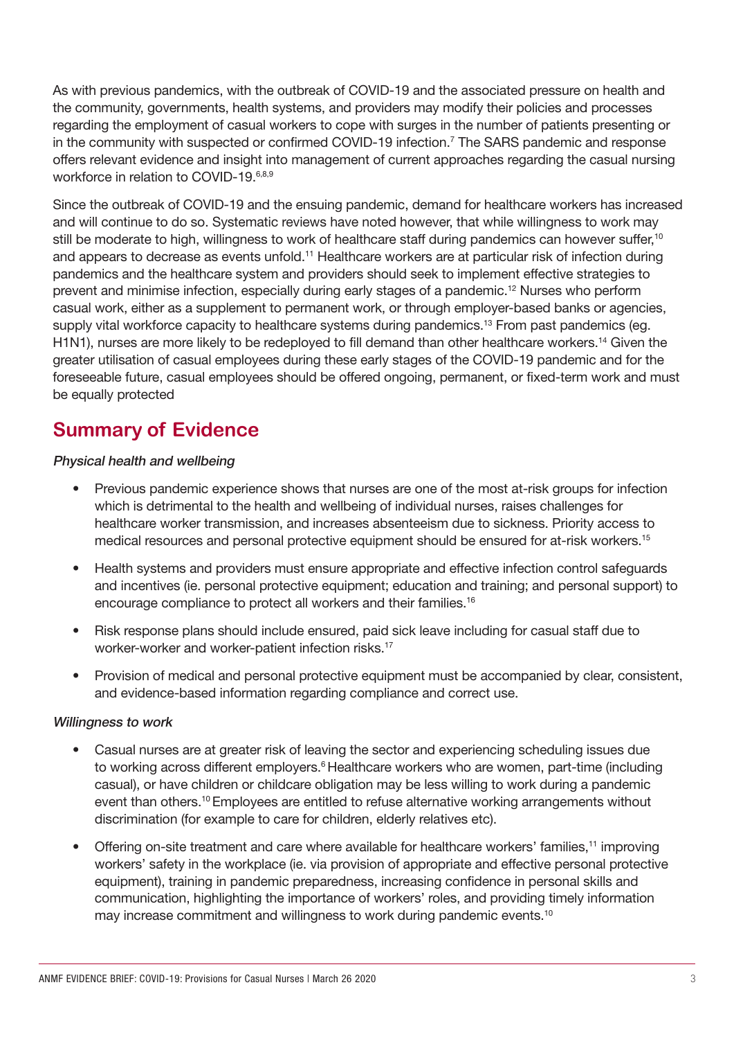As with previous pandemics, with the outbreak of COVID-19 and the associated pressure on health and the community, governments, health systems, and providers may modify their policies and processes regarding the employment of casual workers to cope with surges in the number of patients presenting or in the community with suspected or confirmed COVID-19 infection.[7] The SARS pandemic and response offers relevant evidence and insight into management of current approaches regarding the casual nursing workforce in relation to COVID-19.[6,8,9]

Since the outbreak of COVID-19 and the ensuing pandemic, demand for healthcare workers has increased and will continue to do so. Systematic reviews have noted however, that while willingness to work may still be moderate to high, willingness to work of healthcare staff during pandemics can however suffer,[10] and appears to decrease as events unfold.[11] Healthcare workers are at particular risk of infection during pandemics and the healthcare system and providers should seek to implement effective strategies to prevent and minimise infection, especially during early stages of a pandemic.[12] Nurses who perform casual work, either as a supplement to permanent work, or through employer-based banks or agencies, supply vital workforce capacity to healthcare systems during pandemics.[13] From past pandemics (eg. H1N1), nurses are more likely to be redeployed to fill demand than other healthcare workers.[14] Given the greater utilisation of casual employees during these early stages of the COVID-19 pandemic and for the foreseeable future, casual employees should be offered ongoing, permanent, or fixed-term work and must be equally protected

## Summary of Evidence

*Physical health and wellbeing*

- Previous pandemic experience shows that nurses are one of the most at-risk groups for infection which is detrimental to the health and wellbeing of individual nurses, raises challenges for healthcare worker transmission, and increases absenteeism due to sickness. Priority access to medical resources and personal protective equipment should be ensured for at-risk workers.[15]
- Health systems and providers must ensure appropriate and effective infection control safeguards and incentives (ie. personal protective equipment; education and training; and personal support) to encourage compliance to protect all workers and their families.[16]
- Risk response plans should include ensured, paid sick leave including for casual staff due to worker-worker and worker-patient infection risks.[17]
- Provision of medical and personal protective equipment must be accompanied by clear, consistent, and evidence-based information regarding compliance and correct use.

*Willingness to work*

- Casual nurses are at greater risk of leaving the sector and experiencing scheduling issues due to working across different employers.[6] Healthcare workers who are women, part-time (including casual), or have children or childcare obligation may be less willing to work during a pandemic event than others.[10] Employees are entitled to refuse alternative working arrangements without discrimination (for example to care for children, elderly relatives etc).
- Offering on-site treatment and care where available for healthcare workers' families,[11] improving workers' safety in the workplace (ie. via provision of appropriate and effective personal protective equipment), training in pandemic preparedness, increasing confidence in personal skills and communication, highlighting the importance of workers' roles, and providing timely information may increase commitment and willingness to work during pandemic events.[10]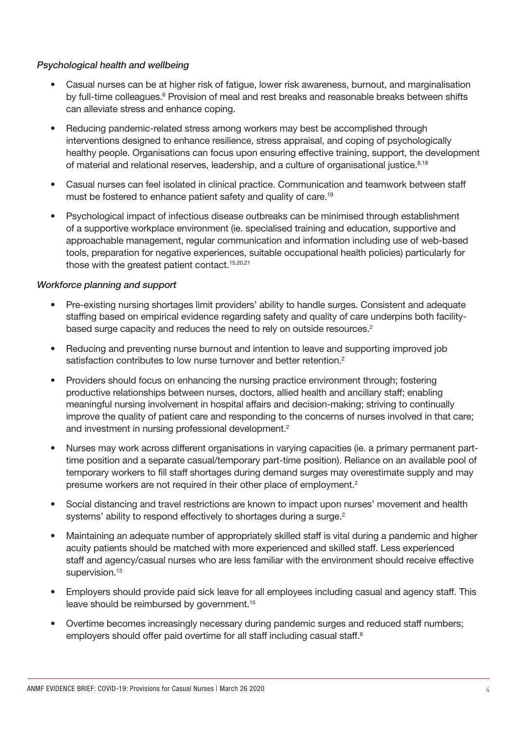*Psychological health and wellbeing*

- Casual nurses can be at higher risk of fatigue, lower risk awareness, burnout, and marginalisation by full-time colleagues.[6] Provision of meal and rest breaks and reasonable breaks between shifts can alleviate stress and enhance coping.
- Reducing pandemic-related stress among workers may best be accomplished through interventions designed to enhance resilience, stress appraisal, and coping of psychologically healthy people. Organisations can focus upon ensuring effective training, support, the development of material and relational reserves, leadership, and a culture of organisational justice.[8,18]
- Casual nurses can feel isolated in clinical practice. Communication and teamwork between staff must be fostered to enhance patient safety and quality of care.[19]
- Psychological impact of infectious disease outbreaks can be minimised through establishment of a supportive workplace environment (ie. specialised training and education, supportive and approachable management, regular communication and information including use of web-based tools, preparation for negative experiences, suitable occupational health policies) particularly for those with the greatest patient contact.[15,20,21]

*Workforce planning and support*

- Pre-existing nursing shortages limit providers' ability to handle surges. Consistent and adequate staffing based on empirical evidence regarding safety and quality of care underpins both facility-based surge capacity and reduces the need to rely on outside resources.[2]
- Reducing and preventing nurse burnout and intention to leave and supporting improved job satisfaction contributes to low nurse turnover and better retention.[2]
- Providers should focus on enhancing the nursing practice environment through; fostering productive relationships between nurses, doctors, allied health and ancillary staff; enabling meaningful nursing involvement in hospital affairs and decision-making; striving to continually improve the quality of patient care and responding to the concerns of nurses involved in that care; and investment in nursing professional development.[2]
- Nurses may work across different organisations in varying capacities (ie. a primary permanent part-time position and a separate casual/temporary part-time position). Reliance on an available pool of temporary workers to fill staff shortages during demand surges may overestimate supply and may presume workers are not required in their other place of employment.[2]
- Social distancing and travel restrictions are known to impact upon nurses' movement and health systems' ability to respond effectively to shortages during a surge.[2]
- Maintaining an adequate number of appropriately skilled staff is vital during a pandemic and higher acuity patients should be matched with more experienced and skilled staff. Less experienced staff and agency/casual nurses who are less familiar with the environment should receive effective supervision.[13]
- Employers should provide paid sick leave for all employees including casual and agency staff. This leave should be reimbursed by government.[15]
- Overtime becomes increasingly necessary during pandemic surges and reduced staff numbers; employers should offer paid overtime for all staff including casual staff.[6]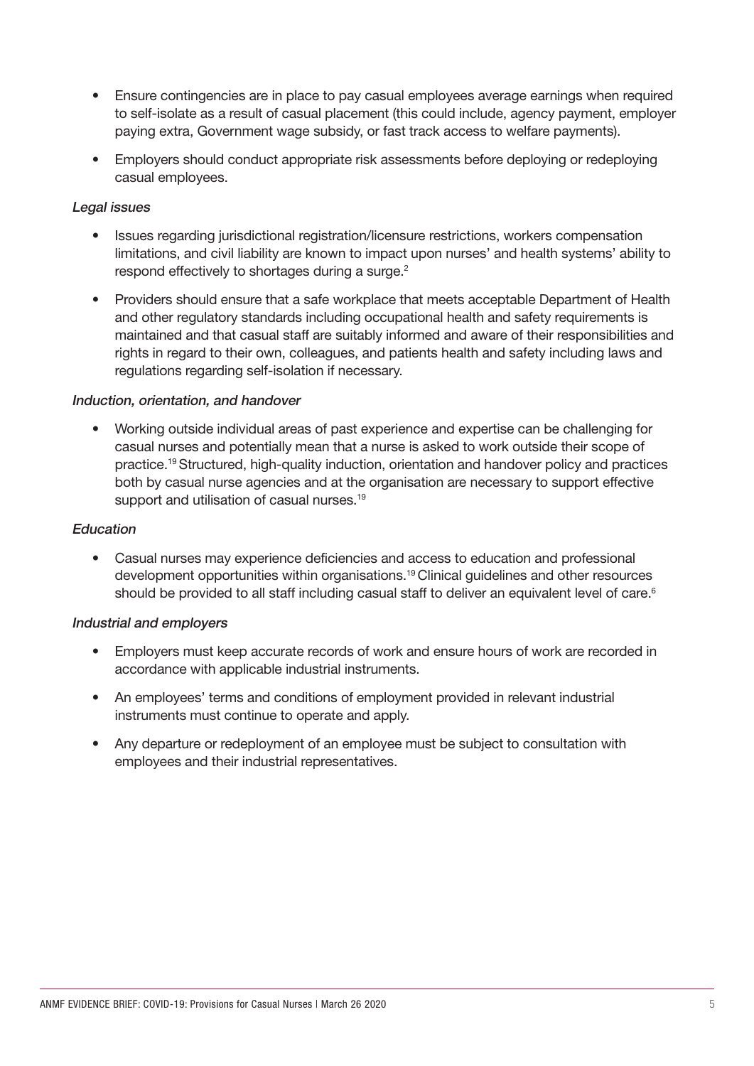- Ensure contingencies are in place to pay casual employees average earnings when required to self-isolate as a result of casual placement (this could include, agency payment, employer paying extra, Government wage subsidy, or fast track access to welfare payments).
- Employers should conduct appropriate risk assessments before deploying or redeploying casual employees.

*Legal issues*

- Issues regarding jurisdictional registration/licensure restrictions, workers compensation limitations, and civil liability are known to impact upon nurses' and health systems' ability to respond effectively to shortages during a surge.[2]
- Providers should ensure that a safe workplace that meets acceptable Department of Health and other regulatory standards including occupational health and safety requirements is maintained and that casual staff are suitably informed and aware of their responsibilities and rights in regard to their own, colleagues, and patients health and safety including laws and regulations regarding self-isolation if necessary.

*Induction, orientation, and handover*

- Working outside individual areas of past experience and expertise can be challenging for casual nurses and potentially mean that a nurse is asked to work outside their scope of practice.[19] Structured, high-quality induction, orientation and handover policy and practices both by casual nurse agencies and at the organisation are necessary to support effective support and utilisation of casual nurses.[19]

*Education*

- Casual nurses may experience deficiencies and access to education and professional development opportunities within organisations.[19] Clinical guidelines and other resources should be provided to all staff including casual staff to deliver an equivalent level of care.[6]

*Industrial and employers*

- Employers must keep accurate records of work and ensure hours of work are recorded in accordance with applicable industrial instruments.
- An employees' terms and conditions of employment provided in relevant industrial instruments must continue to operate and apply.
- Any departure or redeployment of an employee must be subject to consultation with employees and their industrial representatives.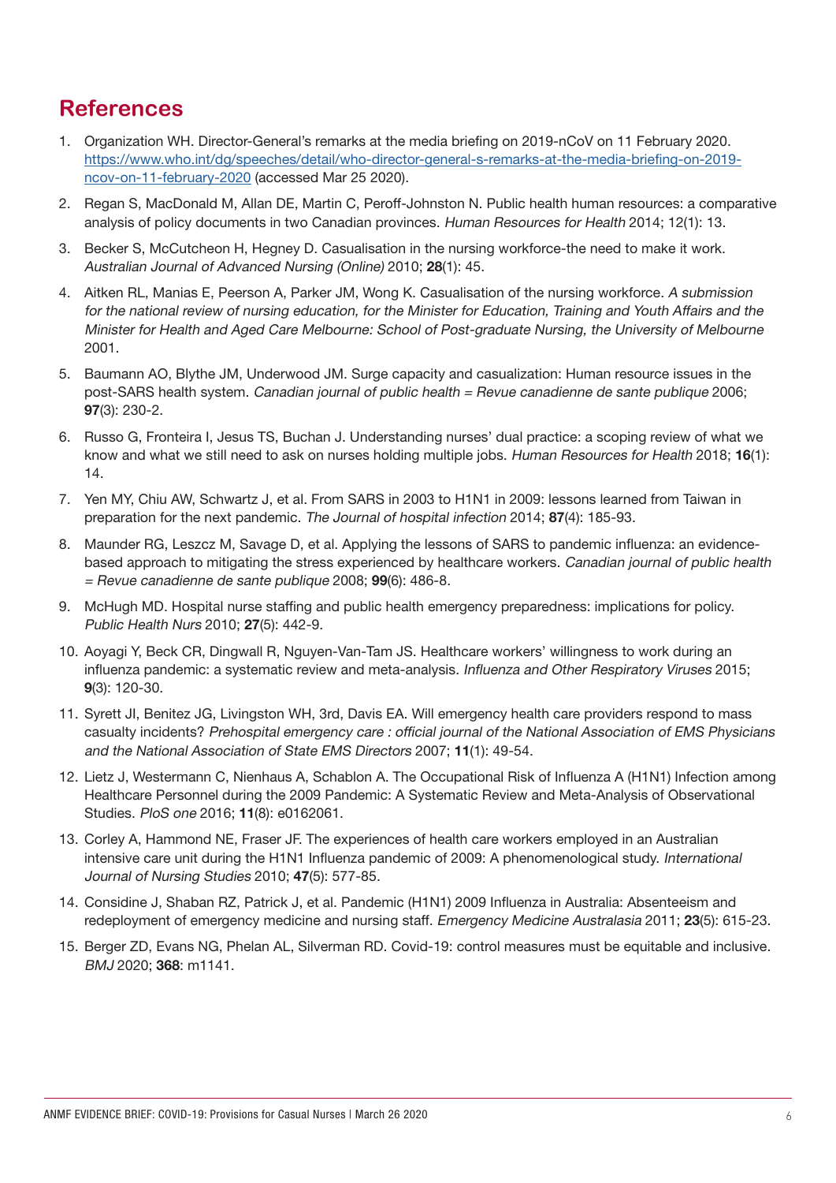## References

1. Organization WH. Director-General's remarks at the media briefing on 2019-nCoV on 11 February 2020. [https://www.who.int/dg/speeches/detail/who-director-general-s-remarks-at-the-media-briefing-on-2019-ncov-on-11-february-2020](https://www.who.int/dg/speeches/detail/who-director-general-s-remarks-at-the-media-briefing-on-2019-ncov-on-11-february-2020) (accessed Mar 25 2020).
2. Regan S, MacDonald M, Allan DE, Martin C, Peroff-Johnston N. Public health human resources: a comparative analysis of policy documents in two Canadian provinces. *Human Resources for Health* 2014; 12(1): 13.
3. Becker S, McCutcheon H, Hegney D. Casualisation in the nursing workforce-the need to make it work. *Australian Journal of Advanced Nursing (Online)* 2010; **28**(1): 45.
4. Aitken RL, Manias E, Peerson A, Parker JM, Wong K. Casualisation of the nursing workforce. *A submission for the national review of nursing education, for the Minister for Education, Training and Youth Affairs and the Minister for Health and Aged Care Melbourne: School of Post-graduate Nursing, the University of Melbourne* 2001.
5. Baumann AO, Blythe JM, Underwood JM. Surge capacity and casualization: Human resource issues in the post-SARS health system. *Canadian journal of public health = Revue canadienne de sante publique* 2006; **97**(3): 230-2.
6. Russo G, Fronteira I, Jesus TS, Buchan J. Understanding nurses' dual practice: a scoping review of what we know and what we still need to ask on nurses holding multiple jobs. *Human Resources for Health* 2018; **16**(1): 14.
7. Yen MY, Chiu AW, Schwartz J, et al. From SARS in 2003 to H1N1 in 2009: lessons learned from Taiwan in preparation for the next pandemic. *The Journal of hospital infection* 2014; **87**(4): 185-93.
8. Maunder RG, Leszcz M, Savage D, et al. Applying the lessons of SARS to pandemic influenza: an evidence-based approach to mitigating the stress experienced by healthcare workers. *Canadian journal of public health = Revue canadienne de sante publique* 2008; **99**(6): 486-8.
9. McHugh MD. Hospital nurse staffing and public health emergency preparedness: implications for policy. *Public Health Nurs* 2010; **27**(5): 442-9.
10. Aoyagi Y, Beck CR, Dingwall R, Nguyen-Van-Tam JS. Healthcare workers' willingness to work during an influenza pandemic: a systematic review and meta-analysis. *Influenza and Other Respiratory Viruses* 2015; **9**(3): 120-30.
11. Syrett JI, Benitez JG, Livingston WH, 3rd, Davis EA. Will emergency health care providers respond to mass casualty incidents? *Prehospital emergency care : official journal of the National Association of EMS Physicians and the National Association of State EMS Directors* 2007; **11**(1): 49-54.
12. Lietz J, Westermann C, Nienhaus A, Schablon A. The Occupational Risk of Influenza A (H1N1) Infection among Healthcare Personnel during the 2009 Pandemic: A Systematic Review and Meta-Analysis of Observational Studies. *PloS one* 2016; **11**(8): e0162061.
13. Corley A, Hammond NE, Fraser JF. The experiences of health care workers employed in an Australian intensive care unit during the H1N1 Influenza pandemic of 2009: A phenomenological study. *International Journal of Nursing Studies* 2010; **47**(5): 577-85.
14. Considine J, Shaban RZ, Patrick J, et al. Pandemic (H1N1) 2009 Influenza in Australia: Absenteeism and redeployment of emergency medicine and nursing staff. *Emergency Medicine Australasia* 2011; **23**(5): 615-23.
15. Berger ZD, Evans NG, Phelan AL, Silverman RD. Covid-19: control measures must be equitable and inclusive. *BMJ* 2020; **368**: m1141.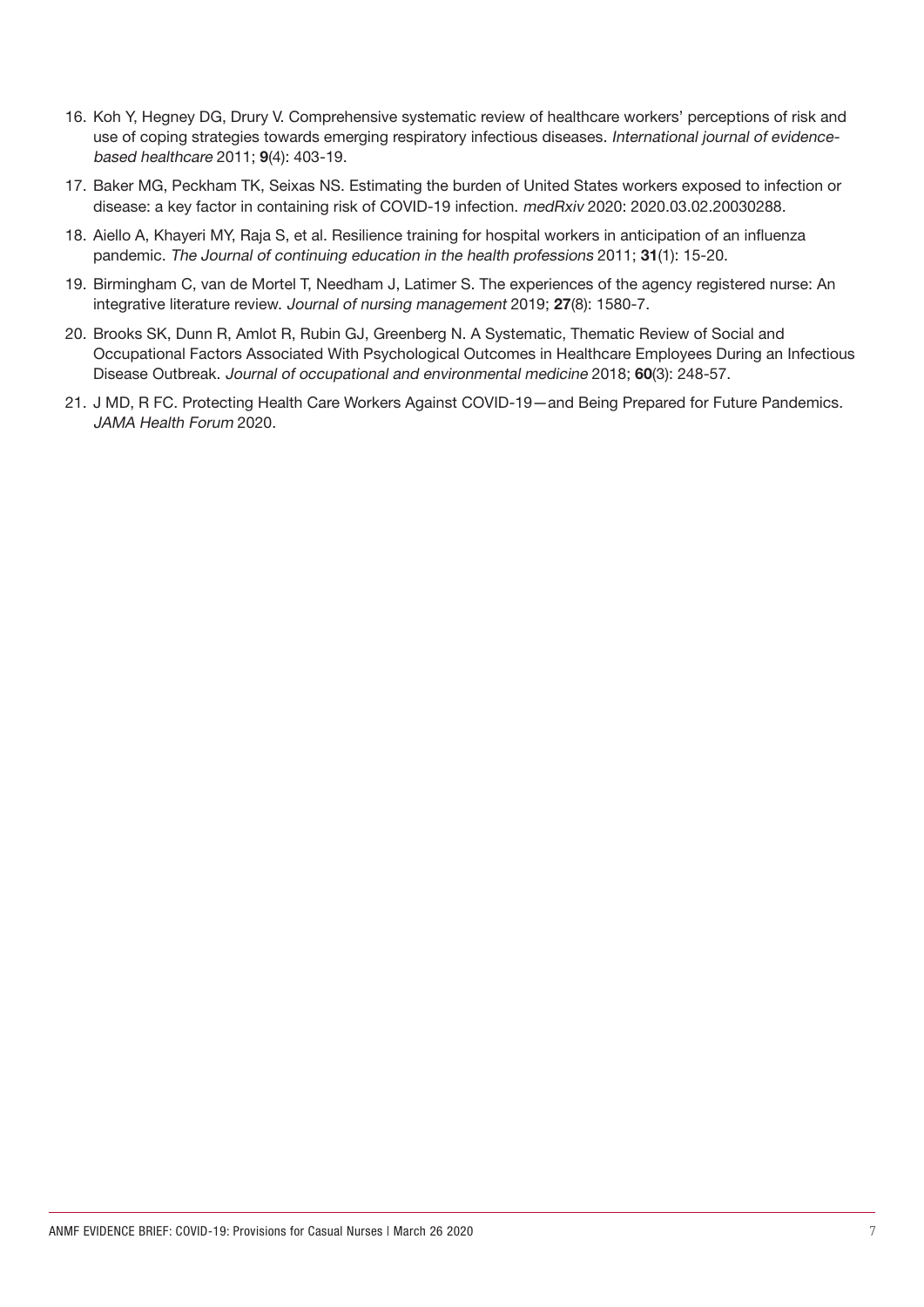16. Koh Y, Hegney DG, Drury V. Comprehensive systematic review of healthcare workers' perceptions of risk and use of coping strategies towards emerging respiratory infectious diseases. *International journal of evidence-based healthcare* 2011; **9**(4): 403-19.
17. Baker MG, Peckham TK, Seixas NS. Estimating the burden of United States workers exposed to infection or disease: a key factor in containing risk of COVID-19 infection. *medRxiv* 2020: 2020.03.02.20030288.
18. Aiello A, Khayeri MY, Raja S, et al. Resilience training for hospital workers in anticipation of an influenza pandemic. *The Journal of continuing education in the health professions* 2011; **31**(1): 15-20.
19. Birmingham C, van de Mortel T, Needham J, Latimer S. The experiences of the agency registered nurse: An integrative literature review. *Journal of nursing management* 2019; **27**(8): 1580-7.
20. Brooks SK, Dunn R, Amlot R, Rubin GJ, Greenberg N. A Systematic, Thematic Review of Social and Occupational Factors Associated With Psychological Outcomes in Healthcare Employees During an Infectious Disease Outbreak. *Journal of occupational and environmental medicine* 2018; **60**(3): 248-57.
21. J MD, R FC. Protecting Health Care Workers Against COVID-19—and Being Prepared for Future Pandemics. *JAMA Health Forum* 2020.